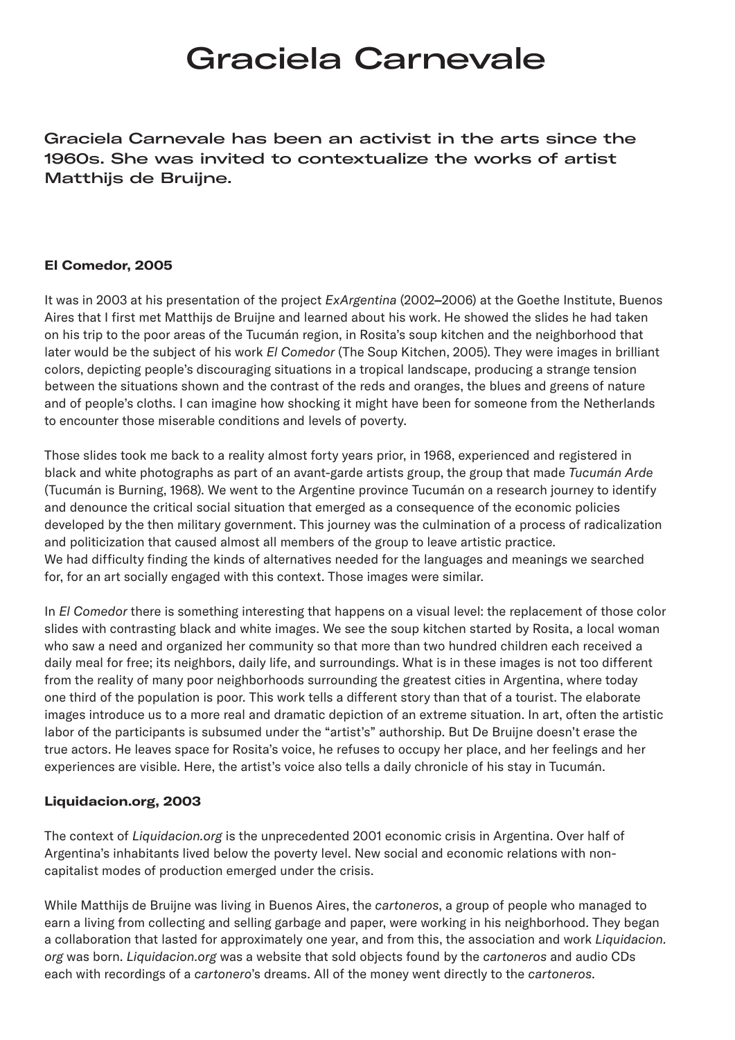# Graciela Carnevale

**Graciela Carnevale has been an activist in the arts since the 1960s. She was invited to contextualize the works of artist Matthijs de Bruijne.**

### El Comedor, 2005

It was in 2003 at his presentation of the project *ExArgentina* (2002–2006) at the Goethe Institute, Buenos Aires that I first met Matthijs de Bruijne and learned about his work. He showed the slides he had taken on his trip to the poor areas of the Tucumán region, in Rosita's soup kitchen and the neighborhood that later would be the subject of his work *El Comedor* (The Soup Kitchen, 2005). They were images in brilliant colors, depicting people's discouraging situations in a tropical landscape, producing a strange tension between the situations shown and the contrast of the reds and oranges, the blues and greens of nature and of people's cloths. I can imagine how shocking it might have been for someone from the Netherlands to encounter those miserable conditions and levels of poverty.

Those slides took me back to a reality almost forty years prior, in 1968, experienced and registered in black and white photographs as part of an avant-garde artists group, the group that made *Tucumán Arde* (Tucumán is Burning, 1968). We went to the Argentine province Tucumán on a research journey to identify and denounce the critical social situation that emerged as a consequence of the economic policies developed by the then military government. This journey was the culmination of a process of radicalization and politicization that caused almost all members of the group to leave artistic practice.
We had difficulty finding the kinds of alternatives needed for the languages and meanings we searched for, for an art socially engaged with this context. Those images were similar.

In *El Comedor* there is something interesting that happens on a visual level: the replacement of those color slides with contrasting black and white images. We see the soup kitchen started by Rosita, a local woman who saw a need and organized her community so that more than two hundred children each received a daily meal for free; its neighbors, daily life, and surroundings. What is in these images is not too different from the reality of many poor neighborhoods surrounding the greatest cities in Argentina, where today one third of the population is poor. This work tells a different story than that of a tourist. The elaborate images introduce us to a more real and dramatic depiction of an extreme situation. In art, often the artistic labor of the participants is subsumed under the "artist's" authorship. But De Bruijne doesn't erase the true actors. He leaves space for Rosita's voice, he refuses to occupy her place, and her feelings and her experiences are visible. Here, the artist's voice also tells a daily chronicle of his stay in Tucumán.

### Liquidacion.org, 2003

The context of *Liquidacion.org* is the unprecedented 2001 economic crisis in Argentina. Over half of Argentina's inhabitants lived below the poverty level. New social and economic relations with non-capitalist modes of production emerged under the crisis.

While Matthijs de Bruijne was living in Buenos Aires, the *cartoneros*, a group of people who managed to earn a living from collecting and selling garbage and paper, were working in his neighborhood. They began a collaboration that lasted for approximately one year, and from this, the association and work *Liquidacion.org* was born. *Liquidacion.org* was a website that sold objects found by the *cartoneros* and audio CDs each with recordings of a *cartonero*'s dreams. All of the money went directly to the *cartoneros*.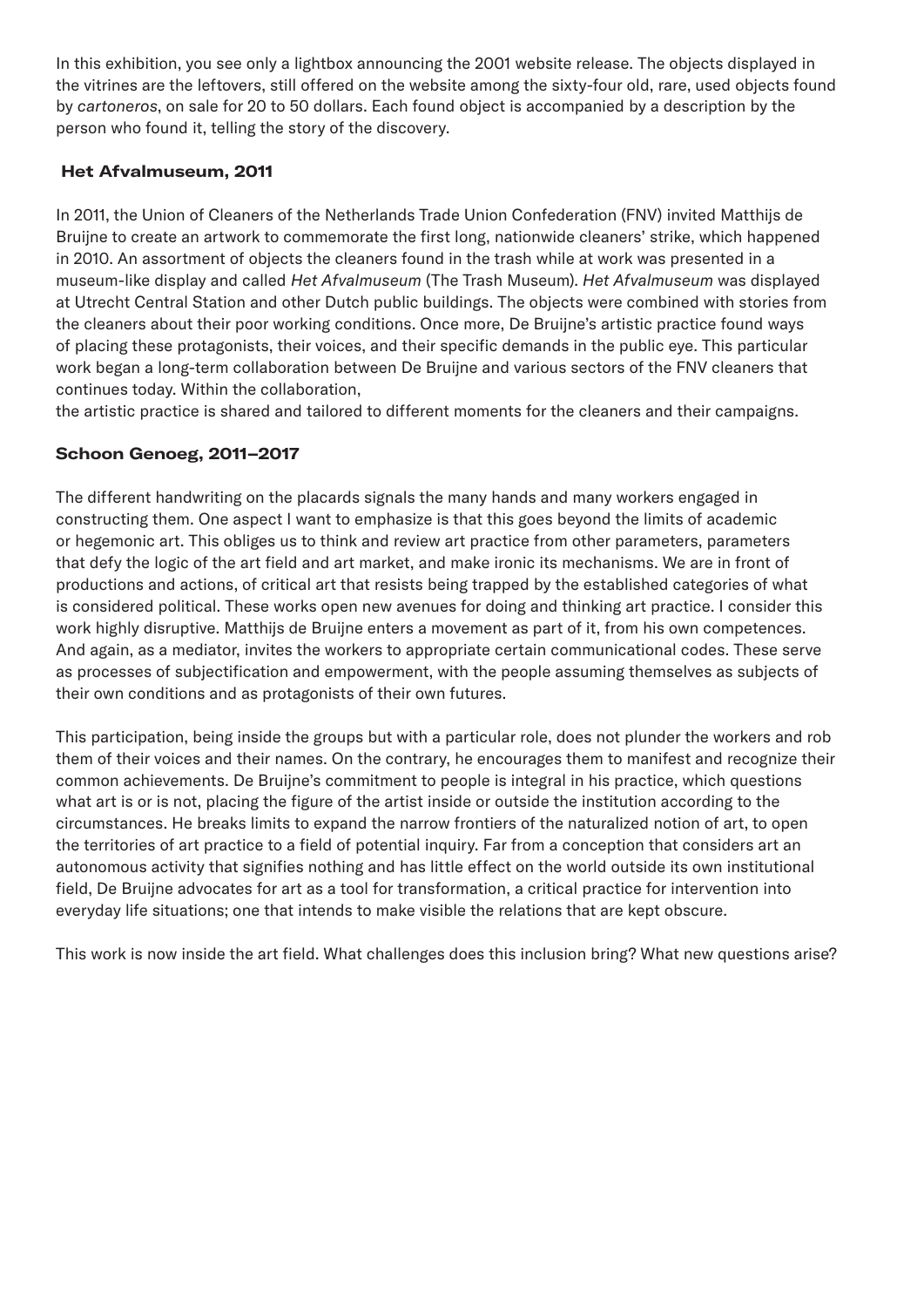In this exhibition, you see only a lightbox announcing the 2001 website release. The objects displayed in the vitrines are the leftovers, still offered on the website among the sixty-four old, rare, used objects found by *cartoneros*, on sale for 20 to 50 dollars. Each found object is accompanied by a description by the person who found it, telling the story of the discovery.

### Het Afvalmuseum, 2011

In 2011, the Union of Cleaners of the Netherlands Trade Union Confederation (FNV) invited Matthijs de Bruijne to create an artwork to commemorate the first long, nationwide cleaners' strike, which happened in 2010. An assortment of objects the cleaners found in the trash while at work was presented in a museum-like display and called *Het Afvalmuseum* (The Trash Museum). *Het Afvalmuseum* was displayed at Utrecht Central Station and other Dutch public buildings. The objects were combined with stories from the cleaners about their poor working conditions. Once more, De Bruijne's artistic practice found ways of placing these protagonists, their voices, and their specific demands in the public eye. This particular work began a long-term collaboration between De Bruijne and various sectors of the FNV cleaners that continues today. Within the collaboration,
the artistic practice is shared and tailored to different moments for the cleaners and their campaigns.

### Schoon Genoeg, 2011–2017

The different handwriting on the placards signals the many hands and many workers engaged in constructing them. One aspect I want to emphasize is that this goes beyond the limits of academic or hegemonic art. This obliges us to think and review art practice from other parameters, parameters that defy the logic of the art field and art market, and make ironic its mechanisms. We are in front of productions and actions, of critical art that resists being trapped by the established categories of what is considered political. These works open new avenues for doing and thinking art practice. I consider this work highly disruptive. Matthijs de Bruijne enters a movement as part of it, from his own competences. And again, as a mediator, invites the workers to appropriate certain communicational codes. These serve as processes of subjectification and empowerment, with the people assuming themselves as subjects of their own conditions and as protagonists of their own futures.

This participation, being inside the groups but with a particular role, does not plunder the workers and rob them of their voices and their names. On the contrary, he encourages them to manifest and recognize their common achievements. De Bruijne's commitment to people is integral in his practice, which questions what art is or is not, placing the figure of the artist inside or outside the institution according to the circumstances. He breaks limits to expand the narrow frontiers of the naturalized notion of art, to open the territories of art practice to a field of potential inquiry. Far from a conception that considers art an autonomous activity that signifies nothing and has little effect on the world outside its own institutional field, De Bruijne advocates for art as a tool for transformation, a critical practice for intervention into everyday life situations; one that intends to make visible the relations that are kept obscure.

This work is now inside the art field. What challenges does this inclusion bring? What new questions arise?